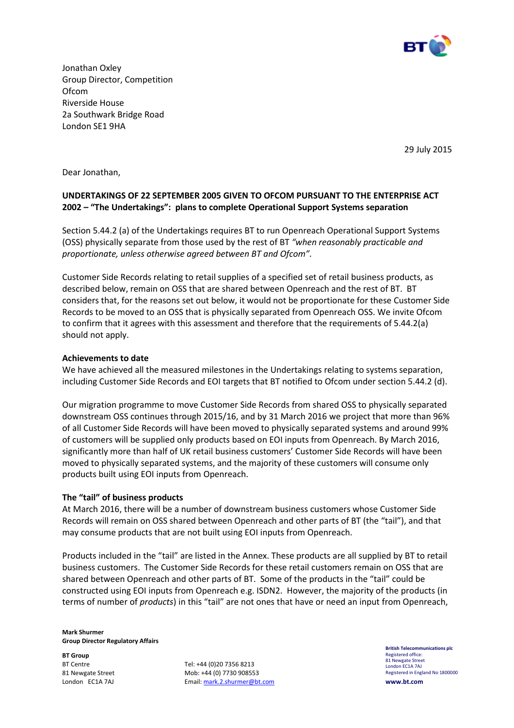Jonathan Oxley
Group Director, Competition
Ofcom
Riverside House
2a Southwark Bridge Road
London SE1 9HA

29 July 2015

Dear Jonathan,

**UNDERTAKINGS OF 22 SEPTEMBER 2005 GIVEN TO OFCOM PURSUANT TO THE ENTERPRISE ACT 2002 – "The Undertakings": plans to complete Operational Support Systems separation**

Section 5.44.2 (a) of the Undertakings requires BT to run Openreach Operational Support Systems (OSS) physically separate from those used by the rest of BT *"when reasonably practicable and proportionate, unless otherwise agreed between BT and Ofcom".*

Customer Side Records relating to retail supplies of a specified set of retail business products, as described below, remain on OSS that are shared between Openreach and the rest of BT. BT considers that, for the reasons set out below, it would not be proportionate for these Customer Side Records to be moved to an OSS that is physically separated from Openreach OSS. We invite Ofcom to confirm that it agrees with this assessment and therefore that the requirements of 5.44.2(a) should not apply.

**Achievements to date**

We have achieved all the measured milestones in the Undertakings relating to systems separation, including Customer Side Records and EOI targets that BT notified to Ofcom under section 5.44.2 (d).

Our migration programme to move Customer Side Records from shared OSS to physically separated downstream OSS continues through 2015/16, and by 31 March 2016 we project that more than 96% of all Customer Side Records will have been moved to physically separated systems and around 99% of customers will be supplied only products based on EOI inputs from Openreach. By March 2016, significantly more than half of UK retail business customers' Customer Side Records will have been moved to physically separated systems, and the majority of these customers will consume only products built using EOI inputs from Openreach.

**The "tail" of business products**

At March 2016, there will be a number of downstream business customers whose Customer Side Records will remain on OSS shared between Openreach and other parts of BT (the "tail"), and that may consume products that are not built using EOI inputs from Openreach.

Products included in the "tail" are listed in the Annex. These products are all supplied by BT to retail business customers. The Customer Side Records for these retail customers remain on OSS that are shared between Openreach and other parts of BT. Some of the products in the "tail" could be constructed using EOI inputs from Openreach e.g. ISDN2. However, the majority of the products (in terms of number of *products*) in this "tail" are not ones that have or need an input from Openreach,

**Mark Shurmer**
**Group Director Regulatory Affairs**

**BT Group**
BT Centre
81 Newgate Street
London EC1A 7AJ

Tel: +44 (0)20 7356 8213
Mob: +44 (0) 7730 908553
Email: mark.2.shurmer@bt.com

**British Telecommunications plc**
Registered office:
81 Newgate Street
London EC1A 7AJ
Registered in England No 1800000

**www.bt.com**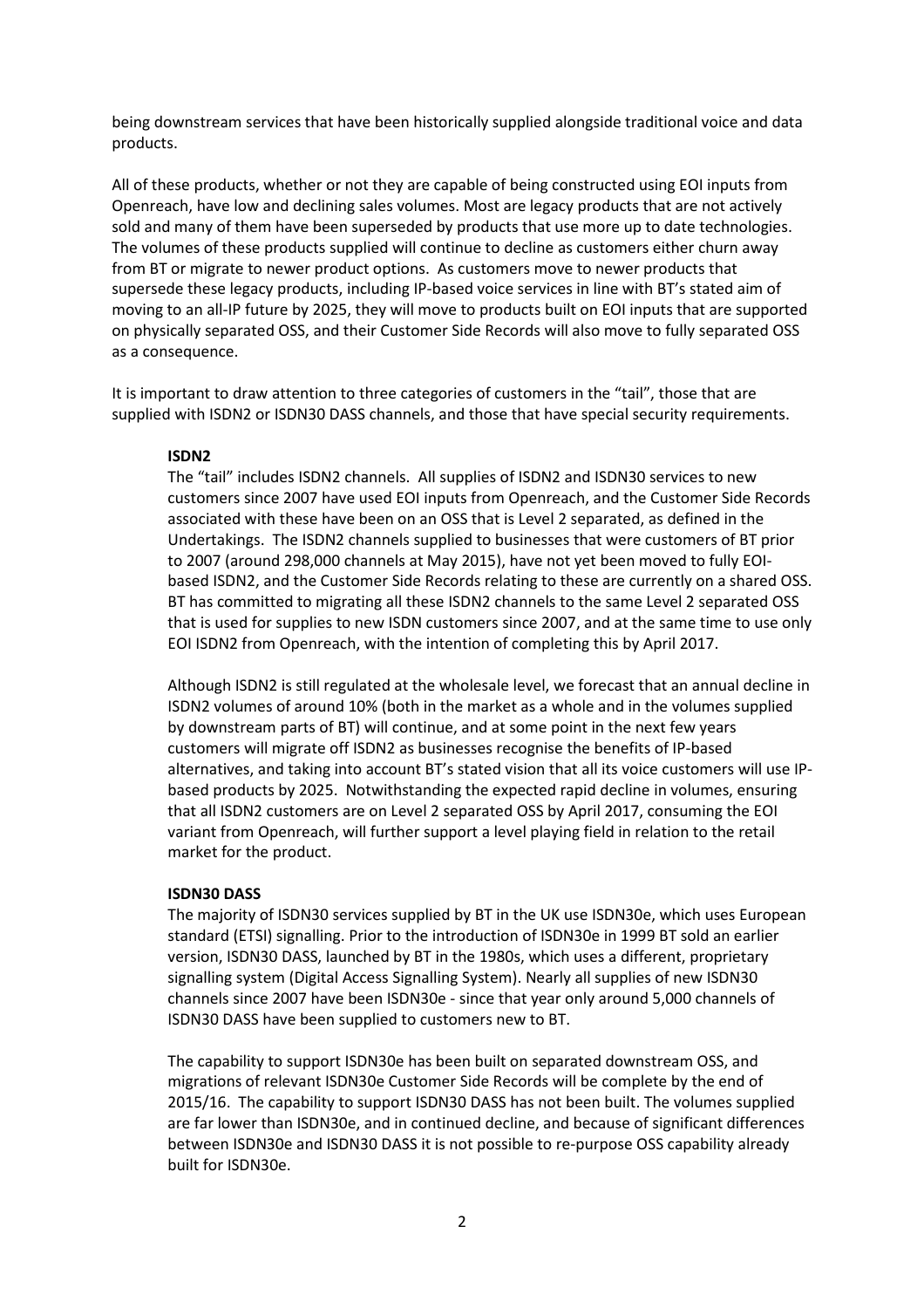being downstream services that have been historically supplied alongside traditional voice and data products.

All of these products, whether or not they are capable of being constructed using EOI inputs from Openreach, have low and declining sales volumes. Most are legacy products that are not actively sold and many of them have been superseded by products that use more up to date technologies. The volumes of these products supplied will continue to decline as customers either churn away from BT or migrate to newer product options. As customers move to newer products that supersede these legacy products, including IP-based voice services in line with BT's stated aim of moving to an all-IP future by 2025, they will move to products built on EOI inputs that are supported on physically separated OSS, and their Customer Side Records will also move to fully separated OSS as a consequence.

It is important to draw attention to three categories of customers in the "tail", those that are supplied with ISDN2 or ISDN30 DASS channels, and those that have special security requirements.

**ISDN2**

The "tail" includes ISDN2 channels. All supplies of ISDN2 and ISDN30 services to new customers since 2007 have used EOI inputs from Openreach, and the Customer Side Records associated with these have been on an OSS that is Level 2 separated, as defined in the Undertakings. The ISDN2 channels supplied to businesses that were customers of BT prior to 2007 (around 298,000 channels at May 2015), have not yet been moved to fully EOI-based ISDN2, and the Customer Side Records relating to these are currently on a shared OSS. BT has committed to migrating all these ISDN2 channels to the same Level 2 separated OSS that is used for supplies to new ISDN customers since 2007, and at the same time to use only EOI ISDN2 from Openreach, with the intention of completing this by April 2017.

Although ISDN2 is still regulated at the wholesale level, we forecast that an annual decline in ISDN2 volumes of around 10% (both in the market as a whole and in the volumes supplied by downstream parts of BT) will continue, and at some point in the next few years customers will migrate off ISDN2 as businesses recognise the benefits of IP-based alternatives, and taking into account BT's stated vision that all its voice customers will use IP-based products by 2025. Notwithstanding the expected rapid decline in volumes, ensuring that all ISDN2 customers are on Level 2 separated OSS by April 2017, consuming the EOI variant from Openreach, will further support a level playing field in relation to the retail market for the product.

**ISDN30 DASS**

The majority of ISDN30 services supplied by BT in the UK use ISDN30e, which uses European standard (ETSI) signalling. Prior to the introduction of ISDN30e in 1999 BT sold an earlier version, ISDN30 DASS, launched by BT in the 1980s, which uses a different, proprietary signalling system (Digital Access Signalling System). Nearly all supplies of new ISDN30 channels since 2007 have been ISDN30e - since that year only around 5,000 channels of ISDN30 DASS have been supplied to customers new to BT.

The capability to support ISDN30e has been built on separated downstream OSS, and migrations of relevant ISDN30e Customer Side Records will be complete by the end of 2015/16. The capability to support ISDN30 DASS has not been built. The volumes supplied are far lower than ISDN30e, and in continued decline, and because of significant differences between ISDN30e and ISDN30 DASS it is not possible to re-purpose OSS capability already built for ISDN30e.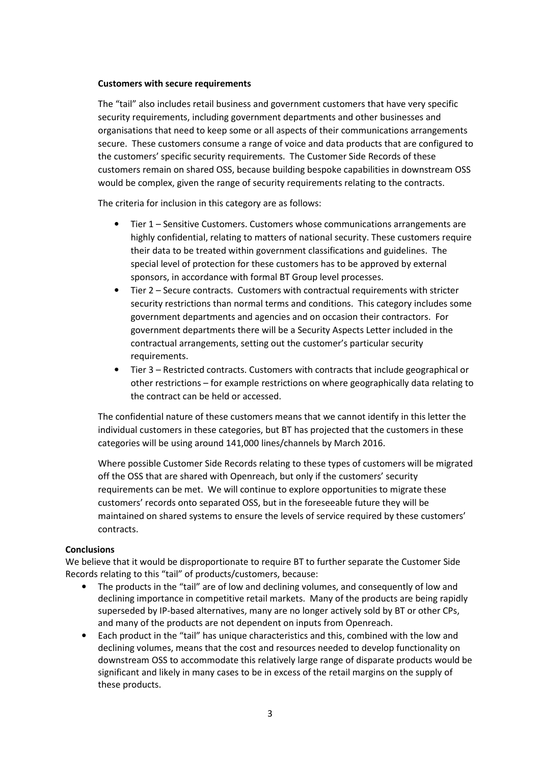**Customers with secure requirements**

The "tail" also includes retail business and government customers that have very specific security requirements, including government departments and other businesses and organisations that need to keep some or all aspects of their communications arrangements secure. These customers consume a range of voice and data products that are configured to the customers' specific security requirements. The Customer Side Records of these customers remain on shared OSS, because building bespoke capabilities in downstream OSS would be complex, given the range of security requirements relating to the contracts.

The criteria for inclusion in this category are as follows:

- Tier 1 – Sensitive Customers. Customers whose communications arrangements are highly confidential, relating to matters of national security. These customers require their data to be treated within government classifications and guidelines. The special level of protection for these customers has to be approved by external sponsors, in accordance with formal BT Group level processes.
- Tier 2 – Secure contracts. Customers with contractual requirements with stricter security restrictions than normal terms and conditions. This category includes some government departments and agencies and on occasion their contractors. For government departments there will be a Security Aspects Letter included in the contractual arrangements, setting out the customer's particular security requirements.
- Tier 3 – Restricted contracts. Customers with contracts that include geographical or other restrictions – for example restrictions on where geographically data relating to the contract can be held or accessed.

The confidential nature of these customers means that we cannot identify in this letter the individual customers in these categories, but BT has projected that the customers in these categories will be using around 141,000 lines/channels by March 2016.

Where possible Customer Side Records relating to these types of customers will be migrated off the OSS that are shared with Openreach, but only if the customers' security requirements can be met. We will continue to explore opportunities to migrate these customers' records onto separated OSS, but in the foreseeable future they will be maintained on shared systems to ensure the levels of service required by these customers' contracts.

**Conclusions**

We believe that it would be disproportionate to require BT to further separate the Customer Side Records relating to this "tail" of products/customers, because:

- The products in the "tail" are of low and declining volumes, and consequently of low and declining importance in competitive retail markets. Many of the products are being rapidly superseded by IP-based alternatives, many are no longer actively sold by BT or other CPs, and many of the products are not dependent on inputs from Openreach.
- Each product in the "tail" has unique characteristics and this, combined with the low and declining volumes, means that the cost and resources needed to develop functionality on downstream OSS to accommodate this relatively large range of disparate products would be significant and likely in many cases to be in excess of the retail margins on the supply of these products.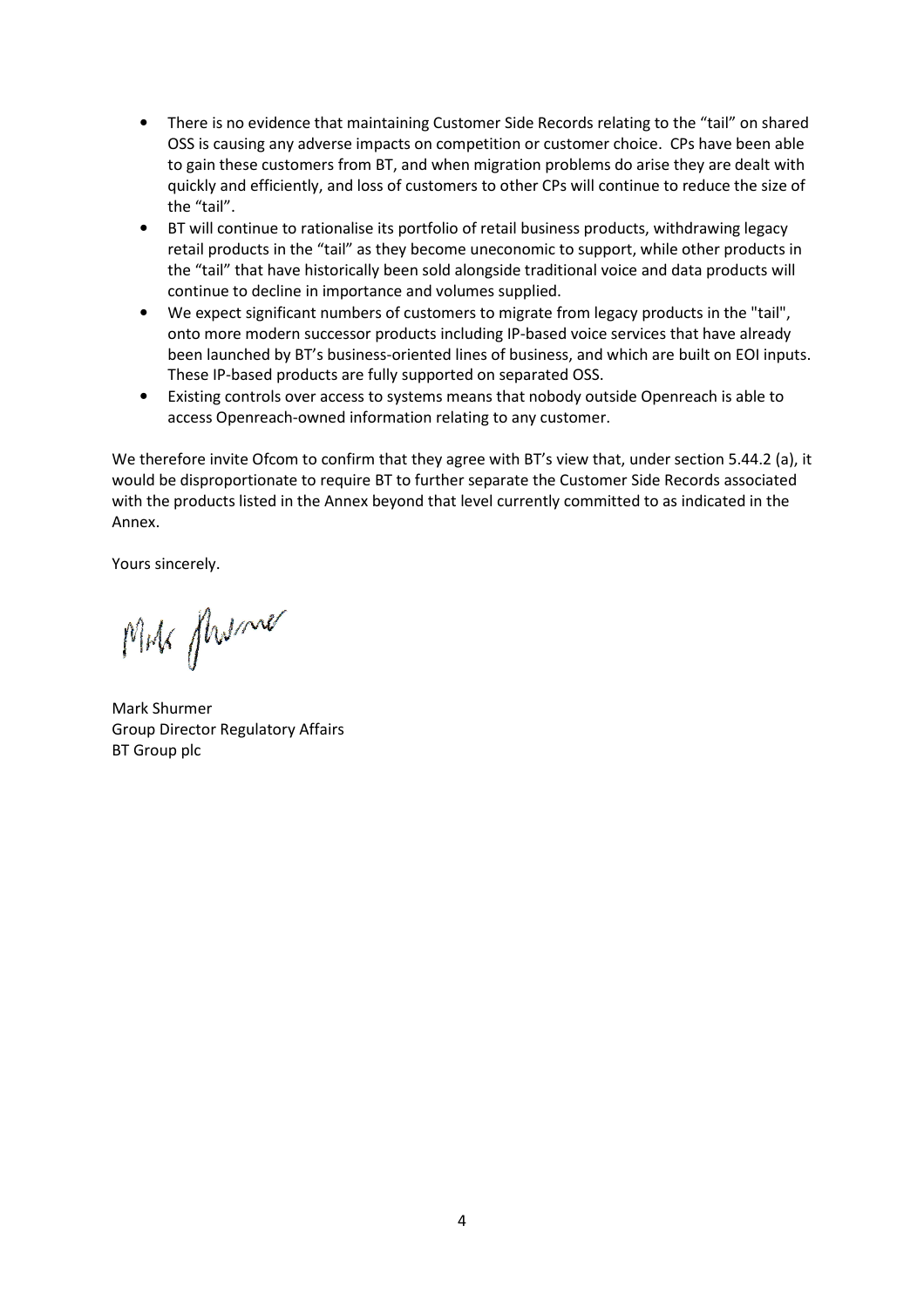- There is no evidence that maintaining Customer Side Records relating to the "tail" on shared OSS is causing any adverse impacts on competition or customer choice. CPs have been able to gain these customers from BT, and when migration problems do arise they are dealt with quickly and efficiently, and loss of customers to other CPs will continue to reduce the size of the "tail".
- BT will continue to rationalise its portfolio of retail business products, withdrawing legacy retail products in the "tail" as they become uneconomic to support, while other products in the "tail" that have historically been sold alongside traditional voice and data products will continue to decline in importance and volumes supplied.
- We expect significant numbers of customers to migrate from legacy products in the "tail", onto more modern successor products including IP-based voice services that have already been launched by BT's business-oriented lines of business, and which are built on EOI inputs. These IP-based products are fully supported on separated OSS.
- Existing controls over access to systems means that nobody outside Openreach is able to access Openreach-owned information relating to any customer.

We therefore invite Ofcom to confirm that they agree with BT's view that, under section 5.44.2 (a), it would be disproportionate to require BT to further separate the Customer Side Records associated with the products listed in the Annex beyond that level currently committed to as indicated in the Annex.

Yours sincerely.

Mark Shurmer
Group Director Regulatory Affairs
BT Group plc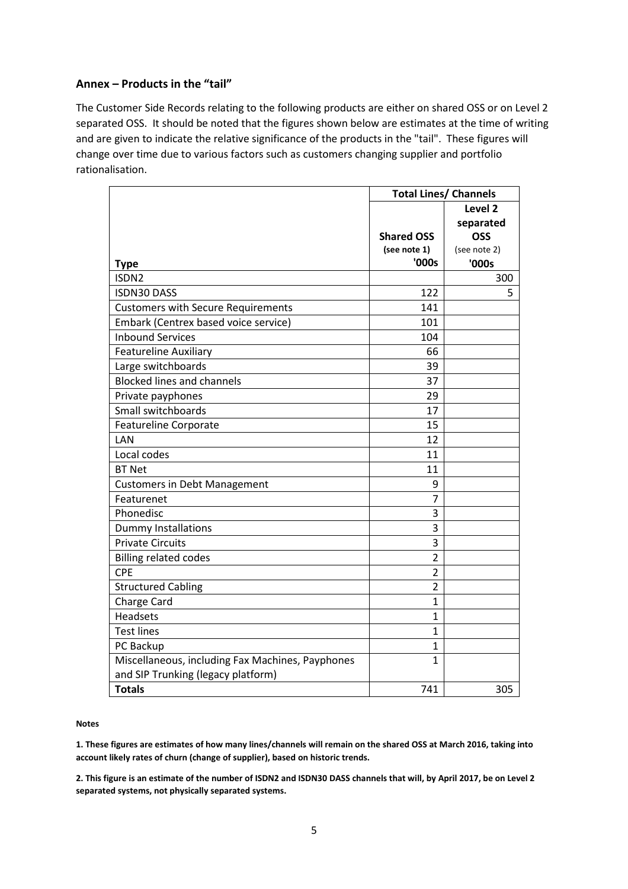## Annex – Products in the "tail"

The Customer Side Records relating to the following products are either on shared OSS or on Level 2 separated OSS. It should be noted that the figures shown below are estimates at the time of writing and are given to indicate the relative significance of the products in the "tail". These figures will change over time due to various factors such as customers changing supplier and portfolio rationalisation.

| | Total Lines/ Channels | |
|---|---|---|
| **Type** | **Shared OSS** (see note 1) **'000s** | **Level 2 separated OSS** (see note 2) **'000s** |
| ISDN2 | | 300 |
| ISDN30 DASS | 122 | 5 |
| Customers with Secure Requirements | 141 | |
| Embark (Centrex based voice service) | 101 | |
| Inbound Services | 104 | |
| Featureline Auxiliary | 66 | |
| Large switchboards | 39 | |
| Blocked lines and channels | 37 | |
| Private payphones | 29 | |
| Small switchboards | 17 | |
| Featureline Corporate | 15 | |
| LAN | 12 | |
| Local codes | 11 | |
| BT Net | 11 | |
| Customers in Debt Management | 9 | |
| Featurenet | 7 | |
| Phonedisc | 3 | |
| Dummy Installations | 3 | |
| Private Circuits | 3 | |
| Billing related codes | 2 | |
| CPE | 2 | |
| Structured Cabling | 2 | |
| Charge Card | 1 | |
| Headsets | 1 | |
| Test lines | 1 | |
| PC Backup | 1 | |
| Miscellaneous, including Fax Machines, Payphones and SIP Trunking (legacy platform) | 1 | |
| **Totals** | 741 | 305 |

**Notes**

**1. These figures are estimates of how many lines/channels will remain on the shared OSS at March 2016, taking into account likely rates of churn (change of supplier), based on historic trends.**

**2. This figure is an estimate of the number of ISDN2 and ISDN30 DASS channels that will, by April 2017, be on Level 2 separated systems, not physically separated systems.**